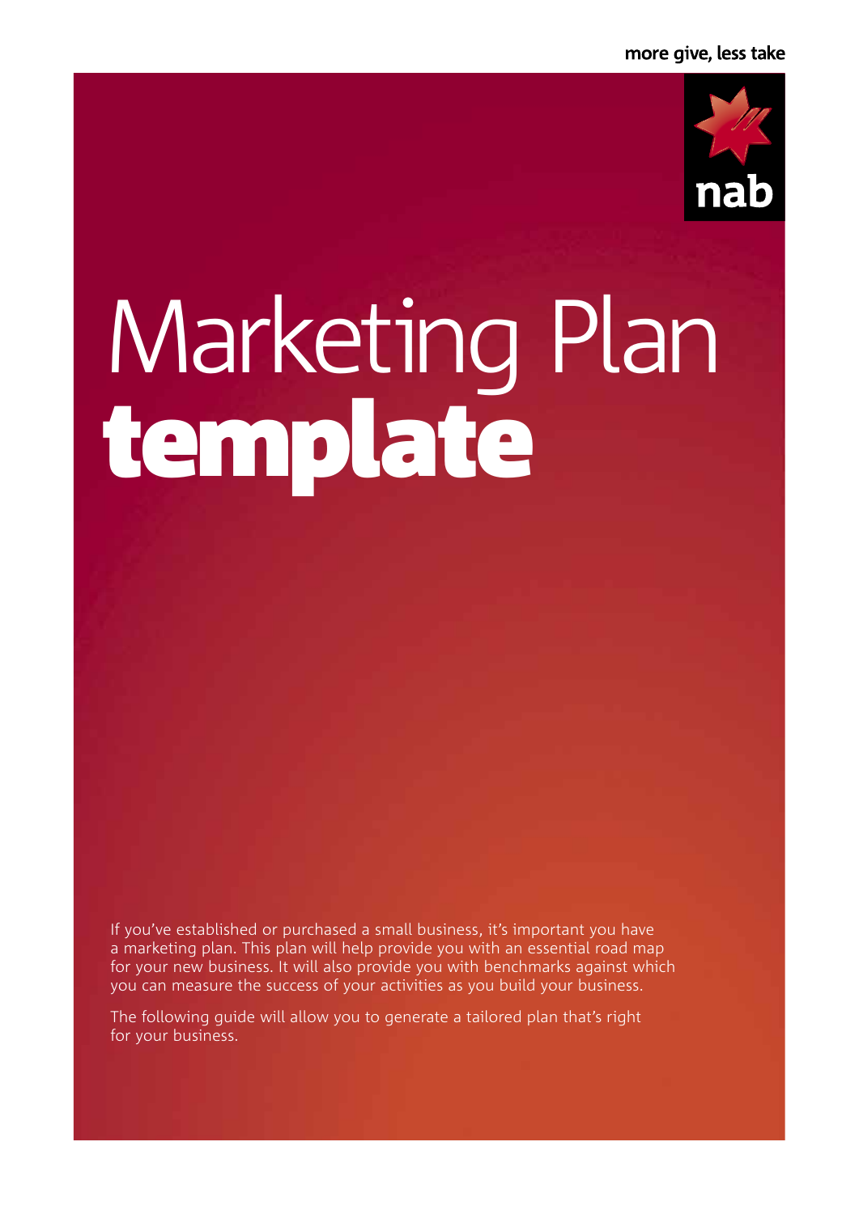more give, less take

nab

# Marketing Plan **template**

If you've established or purchased a small business, it's important you have a marketing plan. This plan will help provide you with an essential road map for your new business. It will also provide you with benchmarks against which you can measure the success of your activities as you build your business.

The following guide will allow you to generate a tailored plan that's right for your business.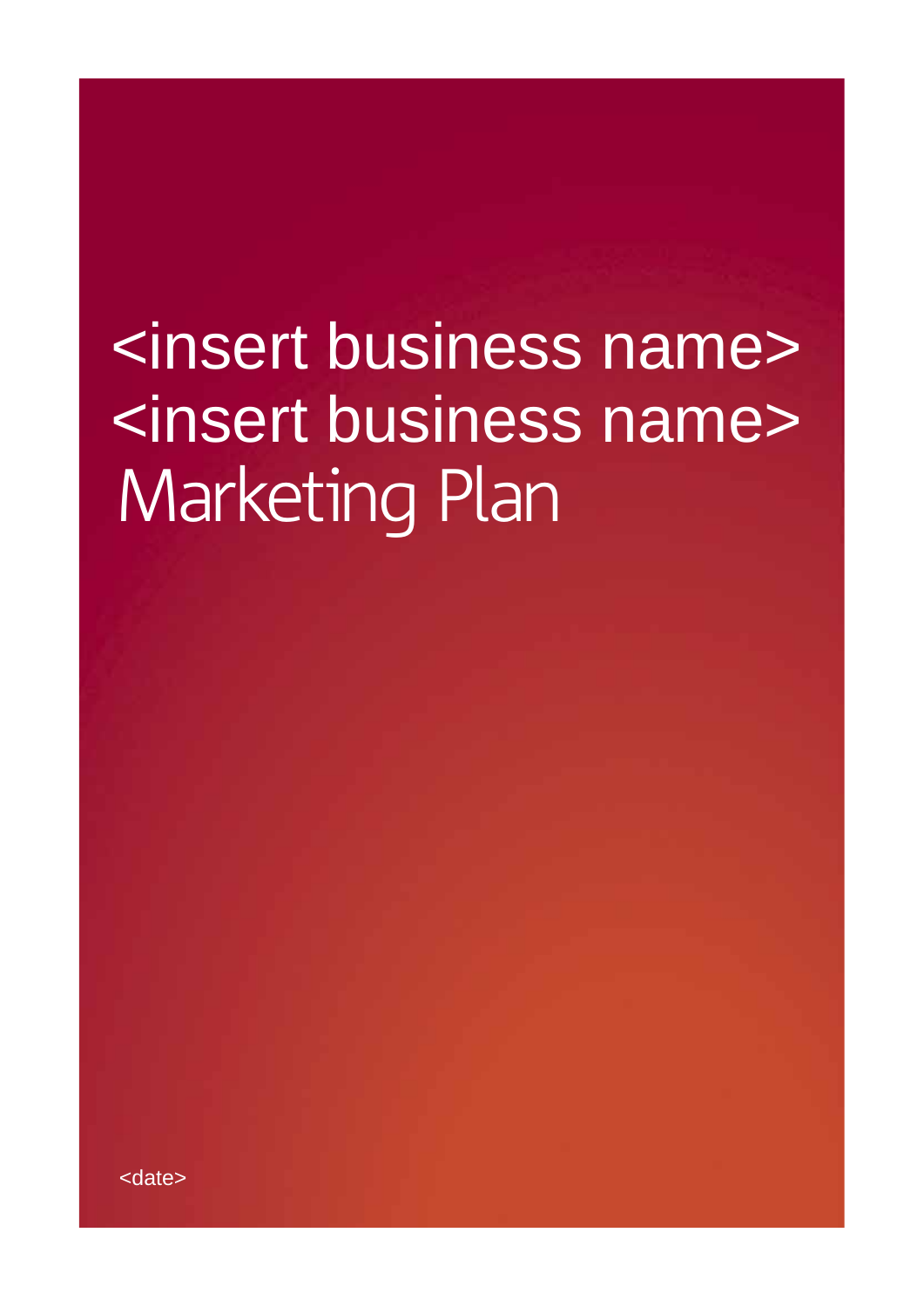# <insert business name> <insert business name> Marketing Plan

<date>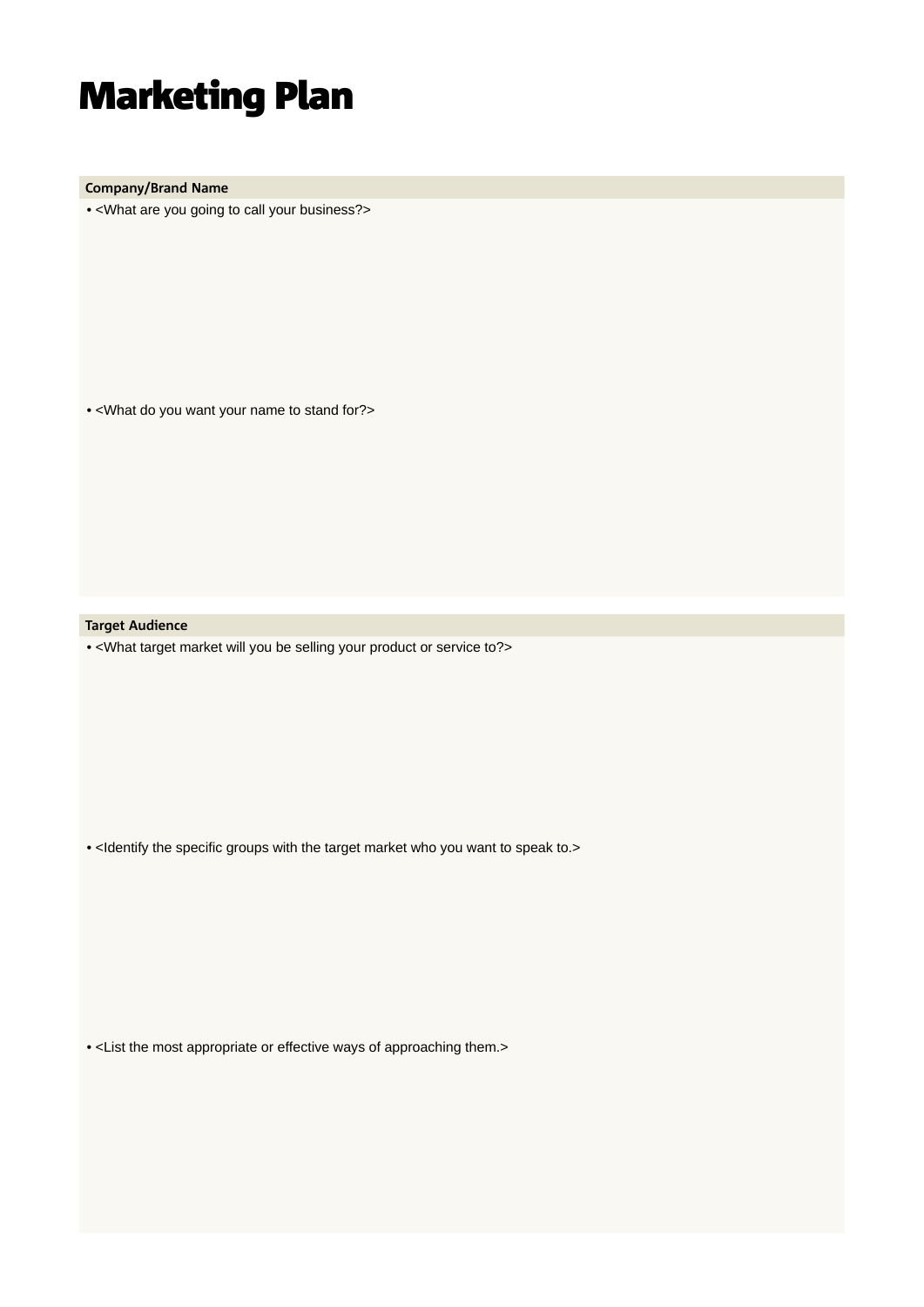# Marketing Plan

## Company/Brand Name

- <What are you going to call your business?>

- <What do you want your name to stand for?>

## Target Audience

- <What target market will you be selling your product or service to?>

- <Identify the specific groups with the target market who you want to speak to.>

- <List the most appropriate or effective ways of approaching them.>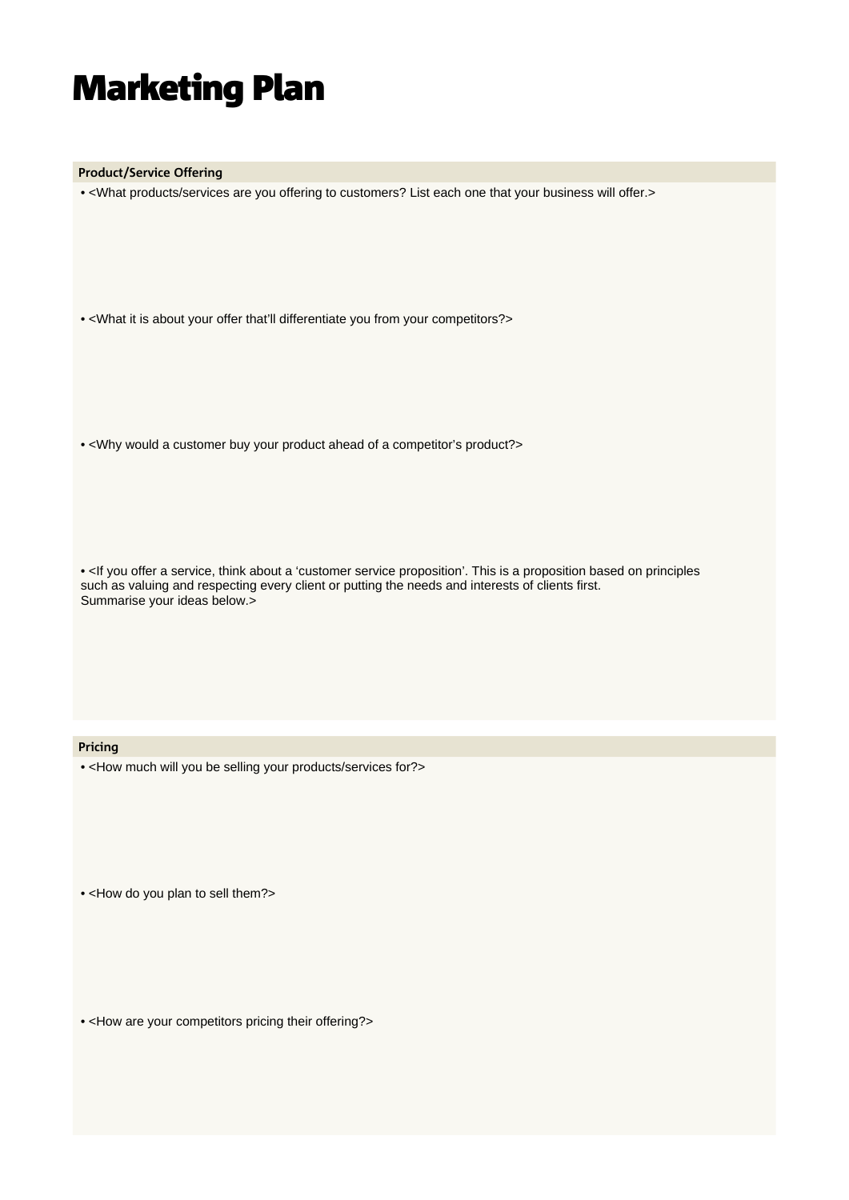# Marketing Plan

## Product/Service Offering

- <What products/services are you offering to customers? List each one that your business will offer.>

- <What it is about your offer that'll differentiate you from your competitors?>

- <Why would a customer buy your product ahead of a competitor's product?>

- <If you offer a service, think about a 'customer service proposition'. This is a proposition based on principles such as valuing and respecting every client or putting the needs and interests of clients first. Summarise your ideas below.>

## Pricing

- <How much will you be selling your products/services for?>

- <How do you plan to sell them?>

- <How are your competitors pricing their offering?>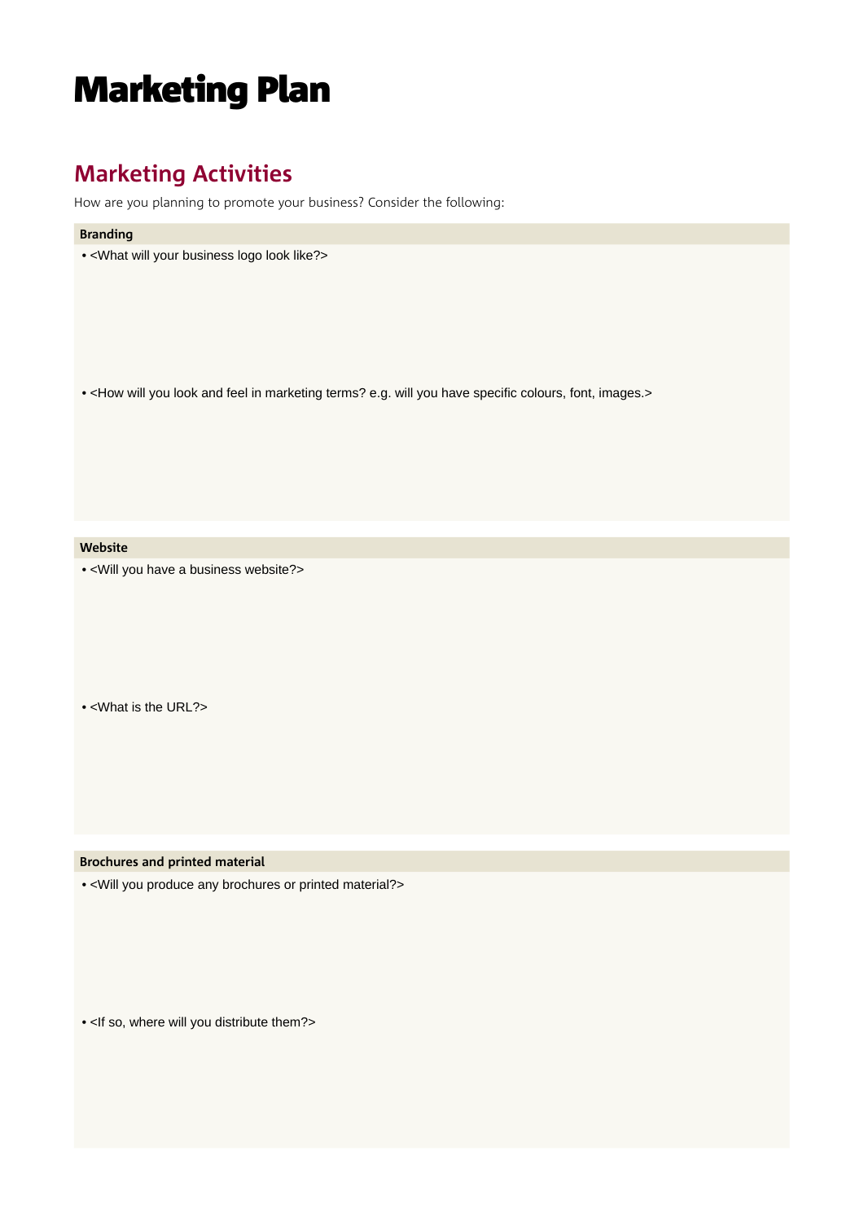# Marketing Plan

## Marketing Activities

How are you planning to promote your business? Consider the following:

**Branding**

- <What will your business logo look like?>

- <How will you look and feel in marketing terms? e.g. will you have specific colours, font, images.>

**Website**

- <Will you have a business website?>

- <What is the URL?>

**Brochures and printed material**

- <Will you produce any brochures or printed material?>

- <If so, where will you distribute them?>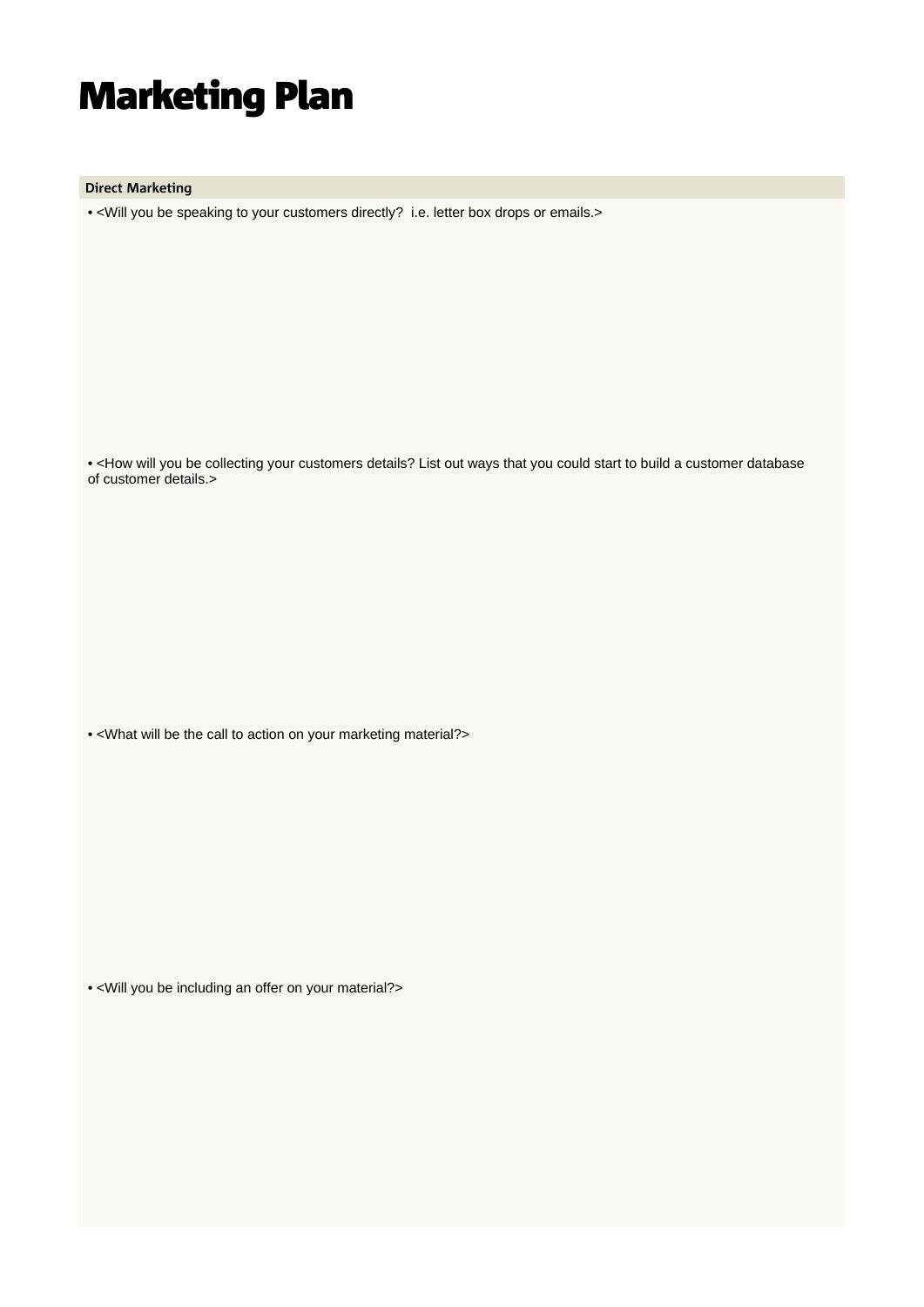# Marketing Plan

| Direct Marketing |
| --- |
| • <Will you be speaking to your customers directly?  i.e. letter box drops or emails.><br><br>• <How will you be collecting your customers details? List out ways that you could start to build a customer database of customer details.><br><br>• <What will be the call to action on your marketing material?><br><br>• <Will you be including an offer on your material?> |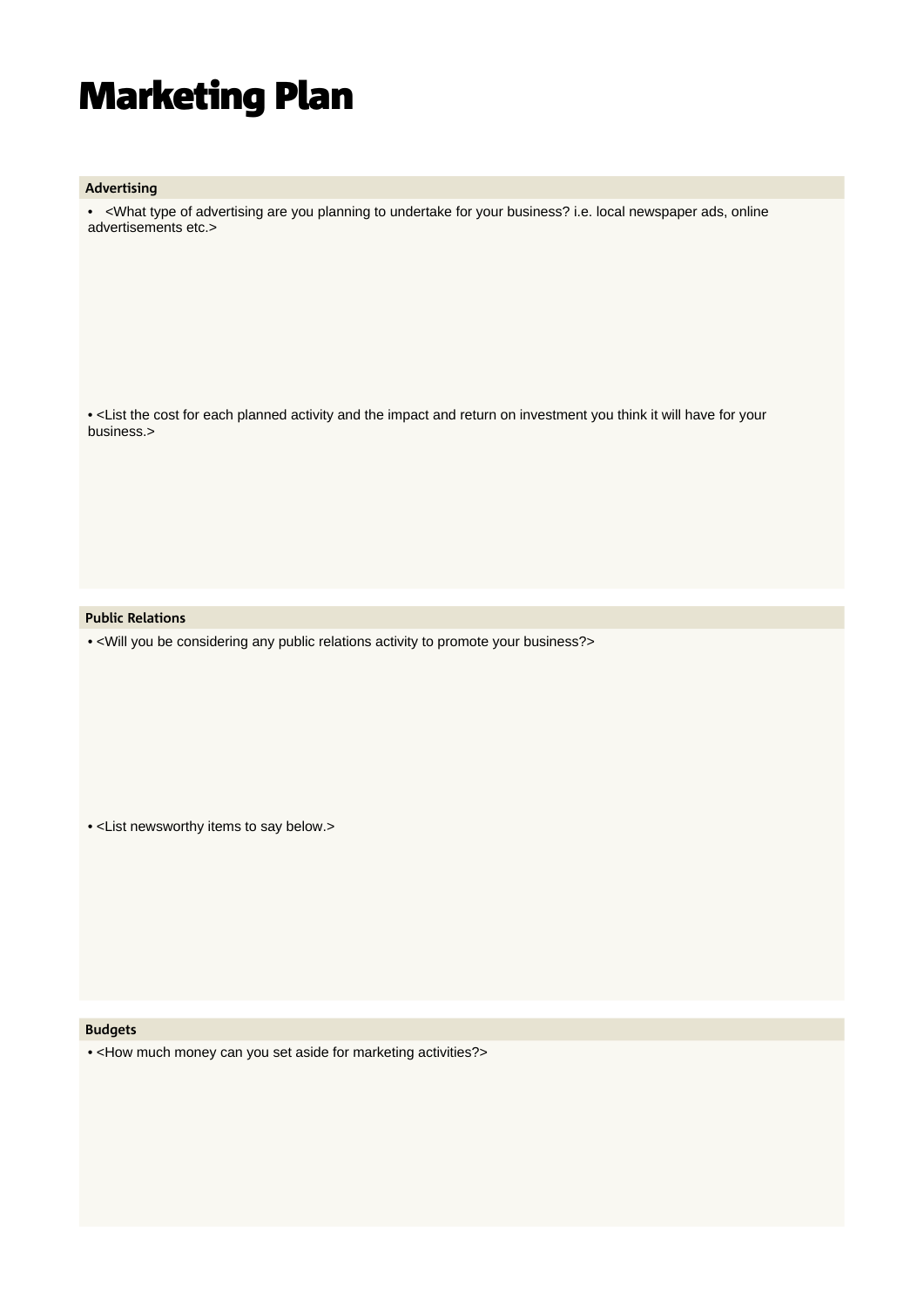# Marketing Plan

### Advertising

- <What type of advertising are you planning to undertake for your business? i.e. local newspaper ads, online advertisements etc.>

- <List the cost for each planned activity and the impact and return on investment you think it will have for your business.>

### Public Relations

- <Will you be considering any public relations activity to promote your business?>

- <List newsworthy items to say below.>

### Budgets

- <How much money can you set aside for marketing activities?>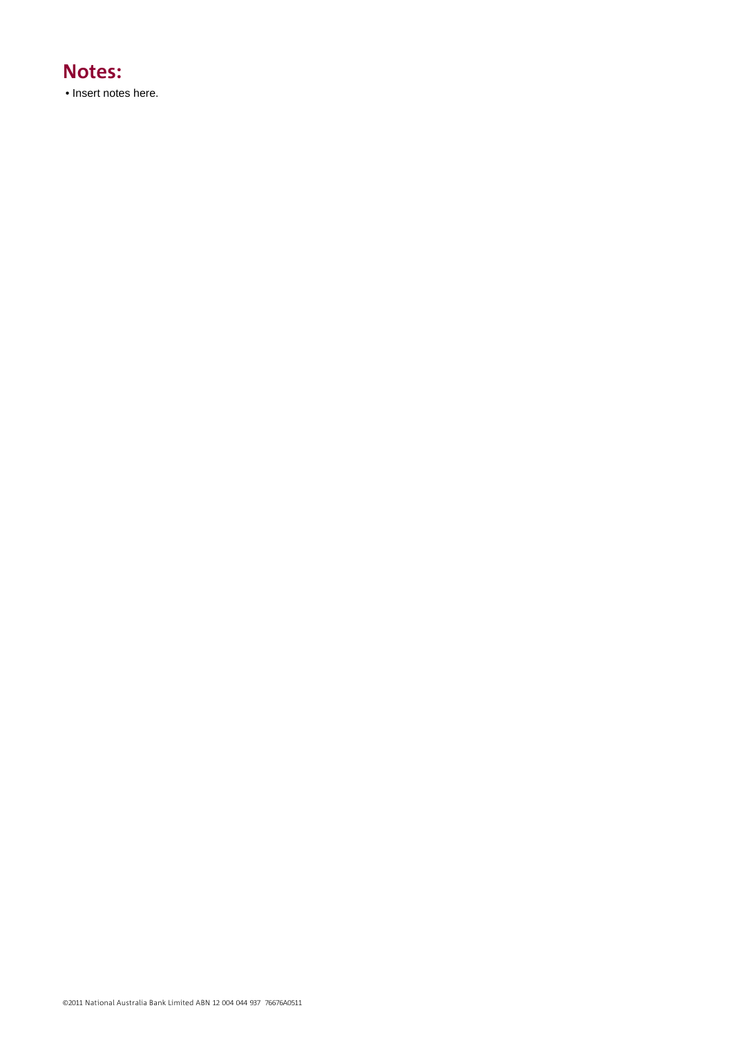## Notes:

- Insert notes here.

©2011 National Australia Bank Limited ABN 12 004 044 937 76676A0511